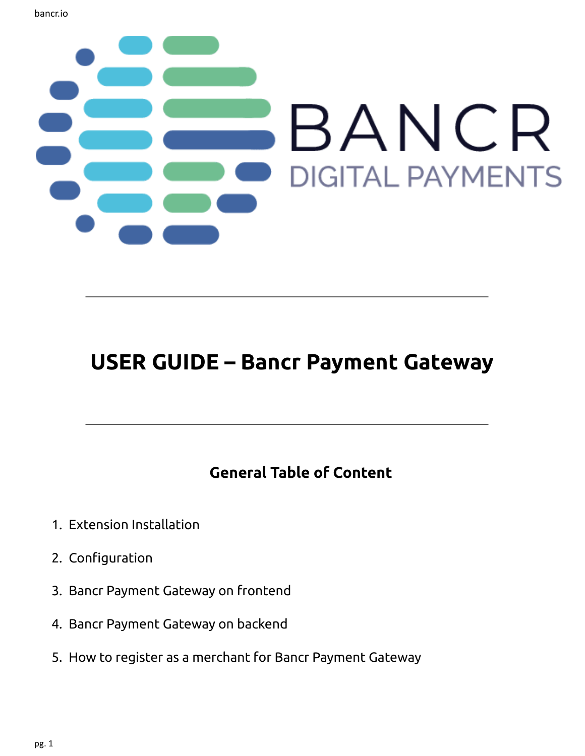BANCR
DIGITAL PAYMENTS

# USER GUIDE – Bancr Payment Gateway

## General Table of Content

1. Extension Installation
2. Configuration
3. Bancr Payment Gateway on frontend
4. Bancr Payment Gateway on backend
5. How to register as a merchant for Bancr Payment Gateway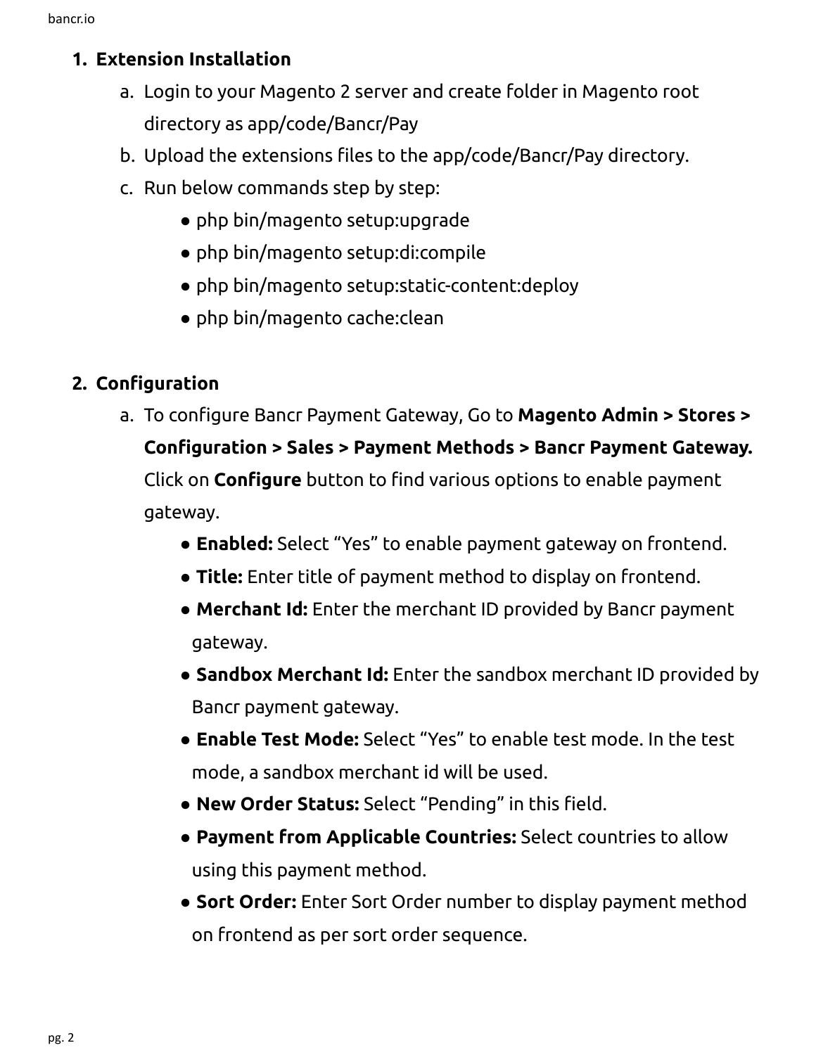1. **Extension Installation**
    a. Login to your Magento 2 server and create folder in Magento root directory as app/code/Bancr/Pay
    b. Upload the extensions files to the app/code/Bancr/Pay directory.
    c. Run below commands step by step:
        - php bin/magento setup:upgrade
        - php bin/magento setup:di:compile
        - php bin/magento setup:static-content:deploy
        - php bin/magento cache:clean

2. **Configuration**
    a. To configure Bancr Payment Gateway, Go to **Magento Admin > Stores > Configuration > Sales > Payment Methods > Bancr Payment Gateway.** Click on **Configure** button to find various options to enable payment gateway.
        - **Enabled:** Select "Yes" to enable payment gateway on frontend.
        - **Title:** Enter title of payment method to display on frontend.
        - **Merchant Id:** Enter the merchant ID provided by Bancr payment gateway.
        - **Sandbox Merchant Id:** Enter the sandbox merchant ID provided by Bancr payment gateway.
        - **Enable Test Mode:** Select "Yes" to enable test mode. In the test mode, a sandbox merchant id will be used.
        - **New Order Status:** Select "Pending" in this field.
        - **Payment from Applicable Countries:** Select countries to allow using this payment method.
        - **Sort Order:** Enter Sort Order number to display payment method on frontend as per sort order sequence.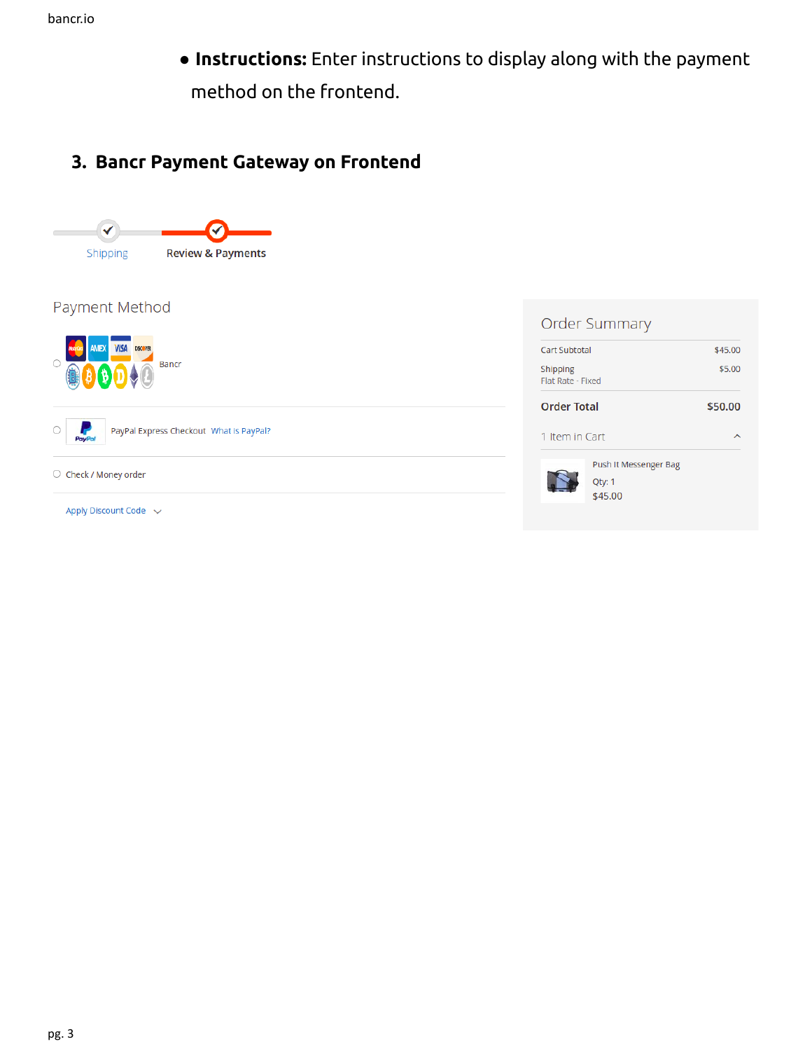- **Instructions:** Enter instructions to display along with the payment method on the frontend.

## 3. Bancr Payment Gateway on Frontend

Shipping

Review & Payments

Payment Method

Bancr

PayPal Express Checkout What is PayPal?

Check / Money order

Apply Discount Code

Order Summary

| | |
|---|---|
| Cart Subtotal | $45.00 |
| Shipping<br>Flat Rate - Fixed | $5.00 |
| **Order Total** | **$50.00** |

1 Item in Cart

Push It Messenger Bag

Qty: 1

$45.00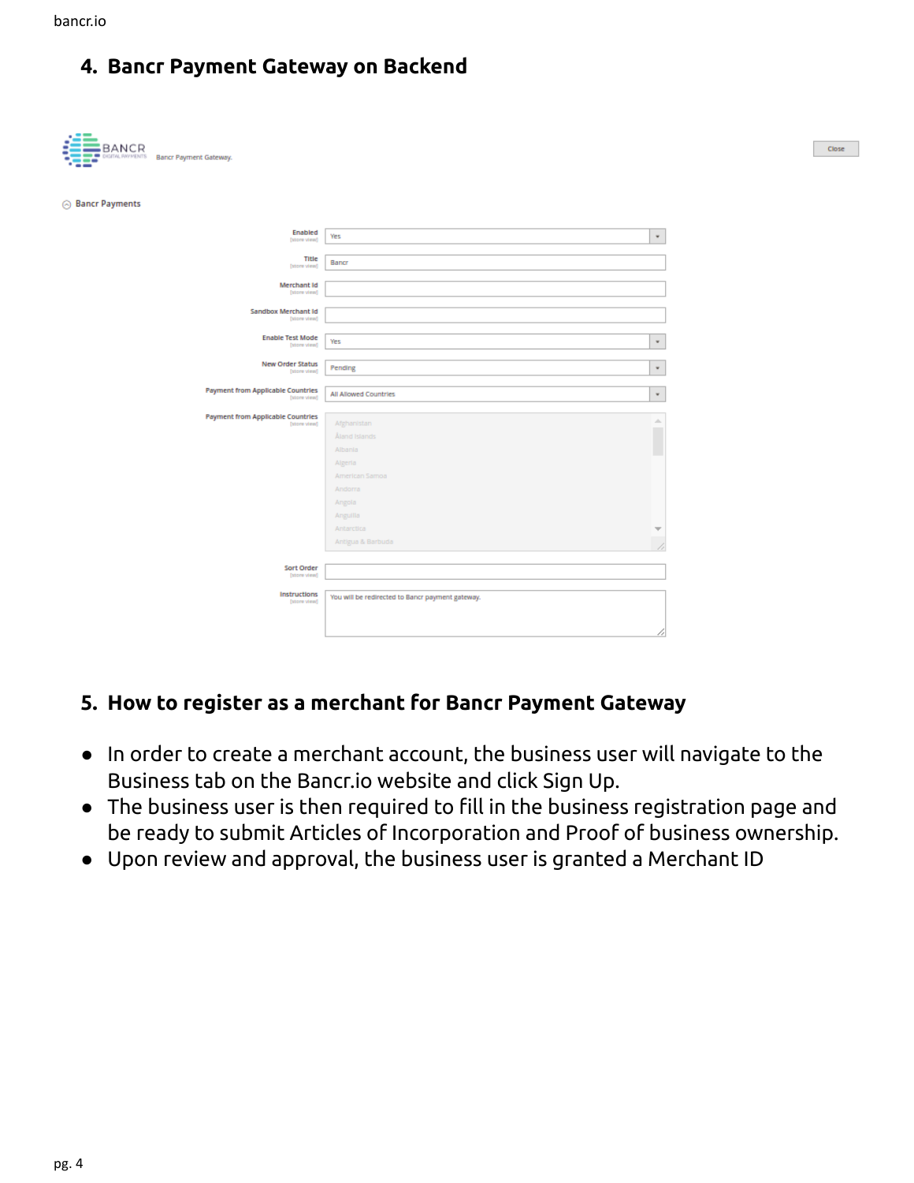## 4. Bancr Payment Gateway on Backend

BANCR DIGITAL PAYMENTS Bancr Payment Gateway.

Close

Bancr Payments

| Field | Value |
| --- | --- |
| Enabled [store view] | Yes |
| Title [store view] | Bancr |
| Merchant Id [store view] | |
| Sandbox Merchant Id [store view] | |
| Enable Test Mode [store view] | Yes |
| New Order Status [store view] | Pending |
| Payment from Applicable Countries [store view] | All Allowed Countries |
| Payment from Applicable Countries [store view] | Afghanistan, Åland Islands, Albania, Algeria, American Samoa, Andorra, Angola, Anguilla, Antarctica, Antigua & Barbuda |
| Sort Order [store view] | |
| Instructions [store view] | You will be redirected to Bancr payment gateway. |

## 5. How to register as a merchant for Bancr Payment Gateway

- In order to create a merchant account, the business user will navigate to the Business tab on the Bancr.io website and click Sign Up.
- The business user is then required to fill in the business registration page and be ready to submit Articles of Incorporation and Proof of business ownership.
- Upon review and approval, the business user is granted a Merchant ID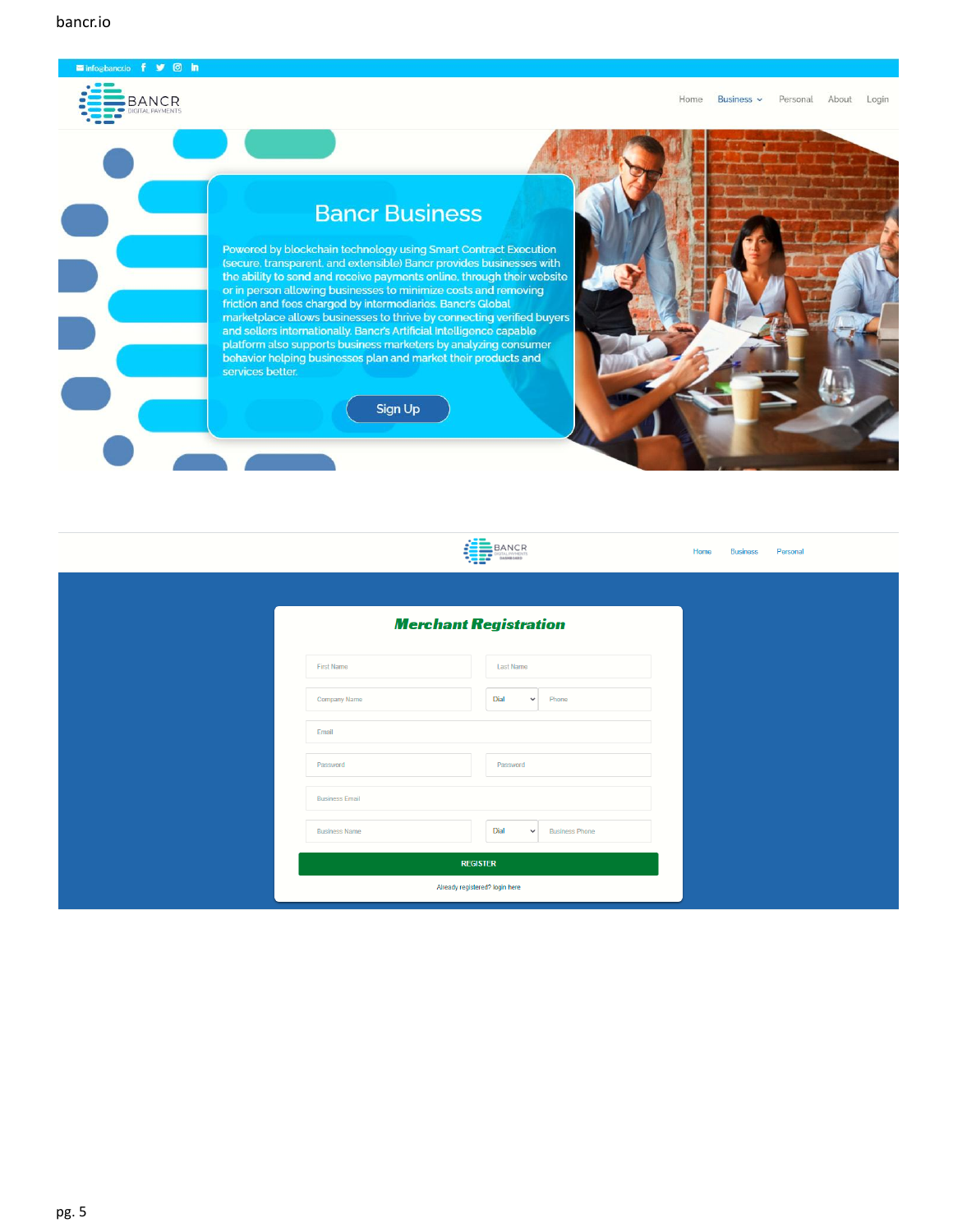bancr.io

info@bancr.io

BANCR
DIGITAL PAYMENTS

Home | Business | Personal | About | Login

# Bancr Business

Powered by blockchain technology using Smart Contract Execution (secure, transparent, and extensible) Bancr provides businesses with the ability to send and receive payments online, through their website or in person allowing businesses to minimize costs and removing friction and fees charged by intermediaries. Bancr's Global marketplace allows businesses to thrive by connecting verified buyers and sellers internationally. Bancr's Artificial Intelligence capable platform also supports business marketers by analyzing consumer behavior helping businesses plan and market their products and services better.

Sign Up

BANCR
DIGITAL PAYMENTS

Home | Business | Personal

## Merchant Registration

First Name | Last Name

Company Name | Dial | Phone

Email

Password | Password

Business Email

Business Name | Dial | Business Phone

REGISTER

Already registered? login here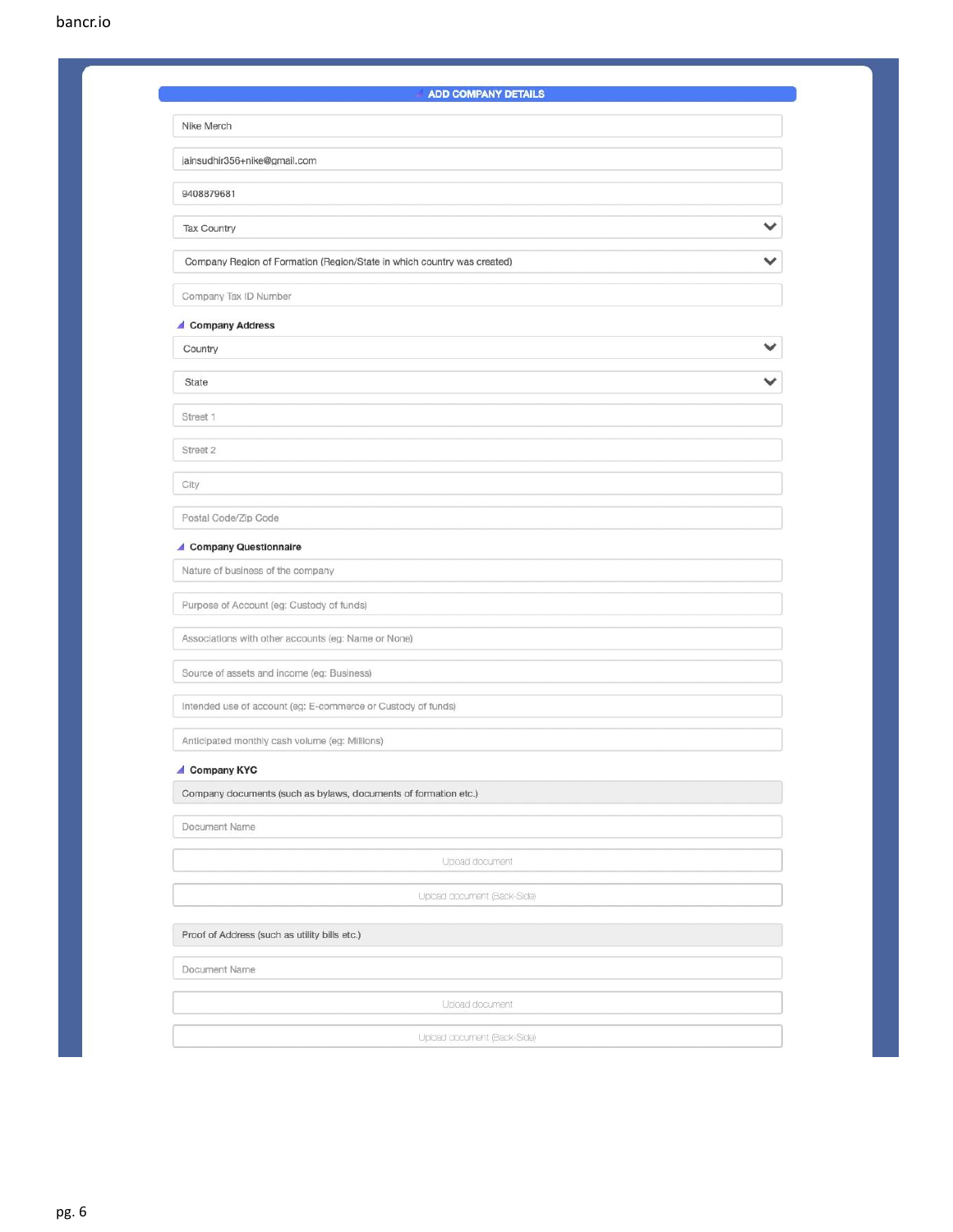## ADD COMPANY DETAILS

Nike Merch

jainsudhir356+nike@gmail.com

9408879681

Tax Country

Company Region of Formation (Region/State in which country was created)

Company Tax ID Number

### Company Address

Country

State

Street 1

Street 2

City

Postal Code/Zip Code

### Company Questionnaire

Nature of business of the company

Purpose of Account (eg: Custody of funds)

Associations with other accounts (eg: Name or None)

Source of assets and income (eg: Business)

Intended use of account (eg: E-commerce or Custody of funds)

Anticipated monthly cash volume (eg: Millions)

### Company KYC

Company documents (such as bylaws, documents of formation etc.)

Document Name

Upload document

Upload document (Back-Side)

Proof of Address (such as utility bills etc.)

Document Name

Upload document

Upload document (Back-Side)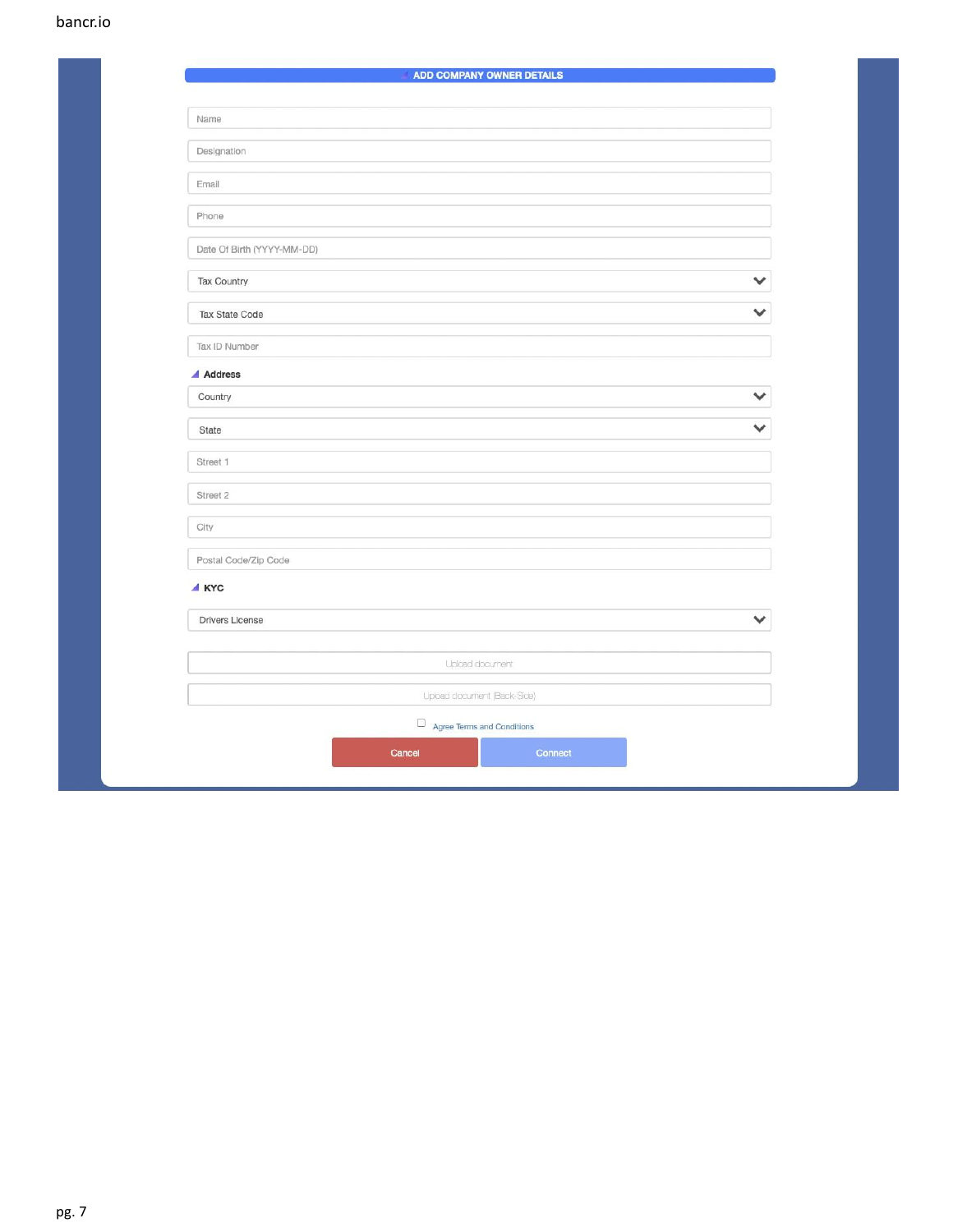## ADD COMPANY OWNER DETAILS

Name

Designation

Email

Phone

Date Of Birth (YYYY-MM-DD)

Tax Country

Tax State Code

Tax ID Number

### Address

Country

State

Street 1

Street 2

City

Postal Code/Zip Code

### KYC

Drivers License

Upload document

Upload document (Back-Side)

Agree Terms and Conditions

Cancel

Connect